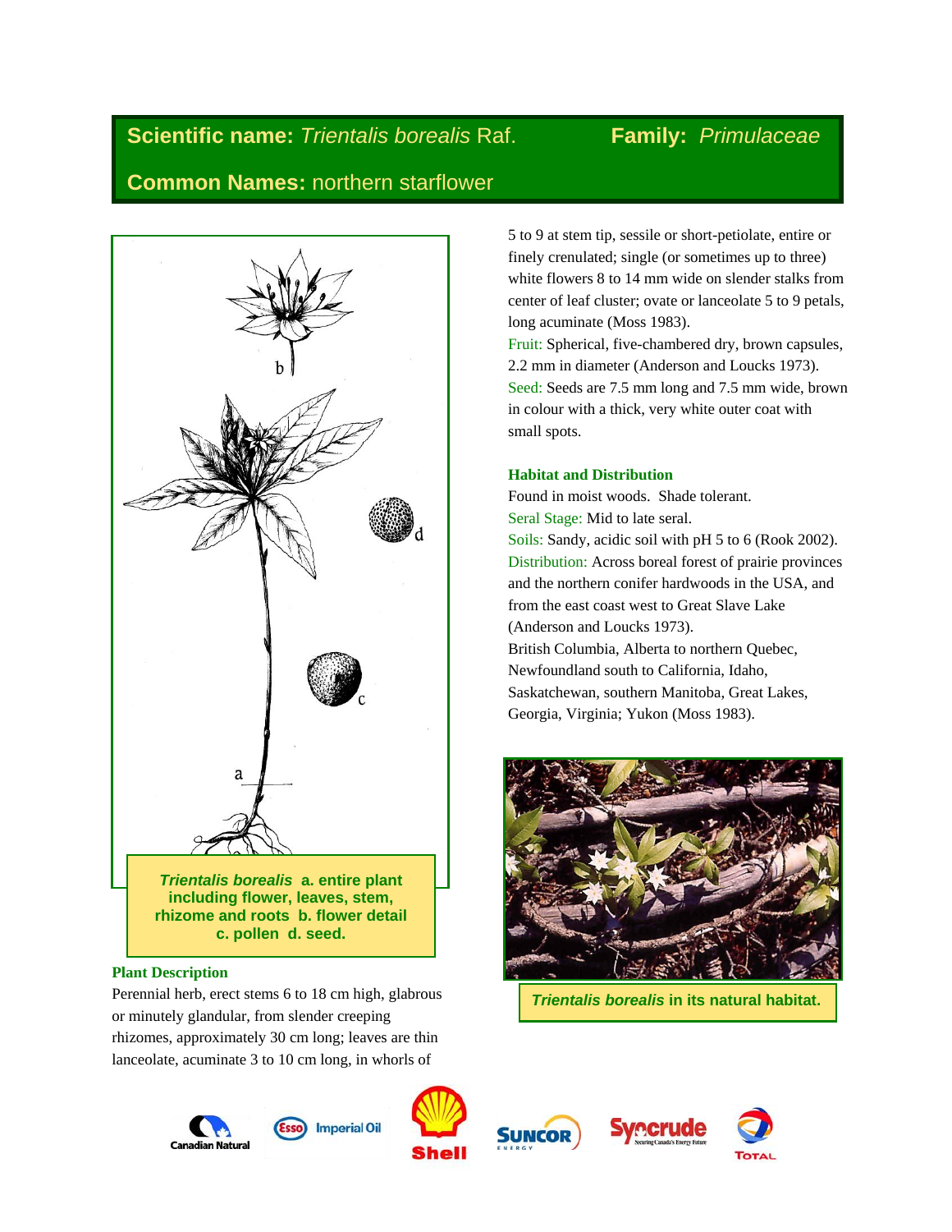**Scientific name:** *Trientalis borealis* Raf. **Family:** *Primulaceae*

**Common Names:** northern starflower

***Trientalis borealis*** **a. entire plant including flower, leaves, stem, rhizome and roots b. flower detail c. pollen d. seed.**

### Plant Description

Perennial herb, erect stems 6 to 18 cm high, glabrous or minutely glandular, from slender creeping rhizomes, approximately 30 cm long; leaves are thin lanceolate, acuminate 3 to 10 cm long, in whorls of 5 to 9 at stem tip, sessile or short-petiolate, entire or finely crenulated; single (or sometimes up to three) white flowers 8 to 14 mm wide on slender stalks from center of leaf cluster; ovate or lanceolate 5 to 9 petals, long acuminate (Moss 1983).

Fruit: Spherical, five-chambered dry, brown capsules, 2.2 mm in diameter (Anderson and Loucks 1973).

Seed: Seeds are 7.5 mm long and 7.5 mm wide, brown in colour with a thick, very white outer coat with small spots.

### Habitat and Distribution

Found in moist woods. Shade tolerant.

Seral Stage: Mid to late seral.

Soils: Sandy, acidic soil with pH 5 to 6 (Rook 2002).

Distribution: Across boreal forest of prairie provinces and the northern conifer hardwoods in the USA, and from the east coast west to Great Slave Lake (Anderson and Loucks 1973).

British Columbia, Alberta to northern Quebec, Newfoundland south to California, Idaho, Saskatchewan, southern Manitoba, Great Lakes, Georgia, Virginia; Yukon (Moss 1983).

***Trientalis borealis*** **in its natural habitat.**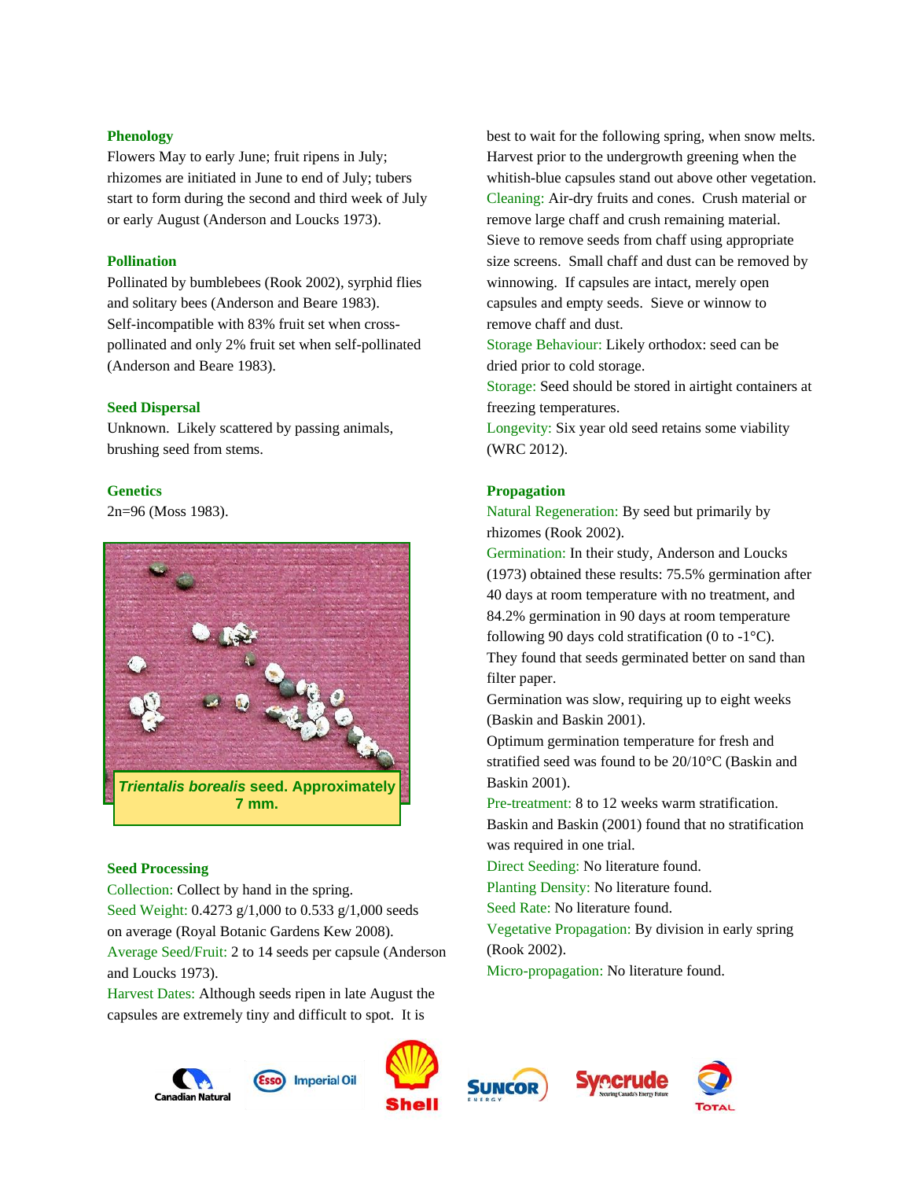### Phenology

Flowers May to early June; fruit ripens in July; rhizomes are initiated in June to end of July; tubers start to form during the second and third week of July or early August (Anderson and Loucks 1973).

### Pollination

Pollinated by bumblebees (Rook 2002), syrphid flies and solitary bees (Anderson and Beare 1983). Self-incompatible with 83% fruit set when cross-pollinated and only 2% fruit set when self-pollinated (Anderson and Beare 1983).

### Seed Dispersal

Unknown. Likely scattered by passing animals, brushing seed from stems.

### Genetics

2n=96 (Moss 1983).

***Trientalis borealis*** **seed. Approximately 7 mm.**

### Seed Processing

Collection: Collect by hand in the spring.
Seed Weight: 0.4273 g/1,000 to 0.533 g/1,000 seeds on average (Royal Botanic Gardens Kew 2008).
Average Seed/Fruit: 2 to 14 seeds per capsule (Anderson and Loucks 1973).
Harvest Dates: Although seeds ripen in late August the capsules are extremely tiny and difficult to spot. It is best to wait for the following spring, when snow melts. Harvest prior to the undergrowth greening when the whitish-blue capsules stand out above other vegetation.
Cleaning: Air-dry fruits and cones. Crush material or remove large chaff and crush remaining material. Sieve to remove seeds from chaff using appropriate size screens. Small chaff and dust can be removed by winnowing. If capsules are intact, merely open capsules and empty seeds. Sieve or winnow to remove chaff and dust.
Storage Behaviour: Likely orthodox: seed can be dried prior to cold storage.
Storage: Seed should be stored in airtight containers at freezing temperatures.
Longevity: Six year old seed retains some viability (WRC 2012).

### Propagation

Natural Regeneration: By seed but primarily by rhizomes (Rook 2002).
Germination: In their study, Anderson and Loucks (1973) obtained these results: 75.5% germination after 40 days at room temperature with no treatment, and 84.2% germination in 90 days at room temperature following 90 days cold stratification (0 to -1°C). They found that seeds germinated better on sand than filter paper.
Germination was slow, requiring up to eight weeks (Baskin and Baskin 2001).
Optimum germination temperature for fresh and stratified seed was found to be 20/10°C (Baskin and Baskin 2001).
Pre-treatment: 8 to 12 weeks warm stratification. Baskin and Baskin (2001) found that no stratification was required in one trial.
Direct Seeding: No literature found.
Planting Density: No literature found.
Seed Rate: No literature found.
Vegetative Propagation: By division in early spring (Rook 2002).
Micro-propagation: No literature found.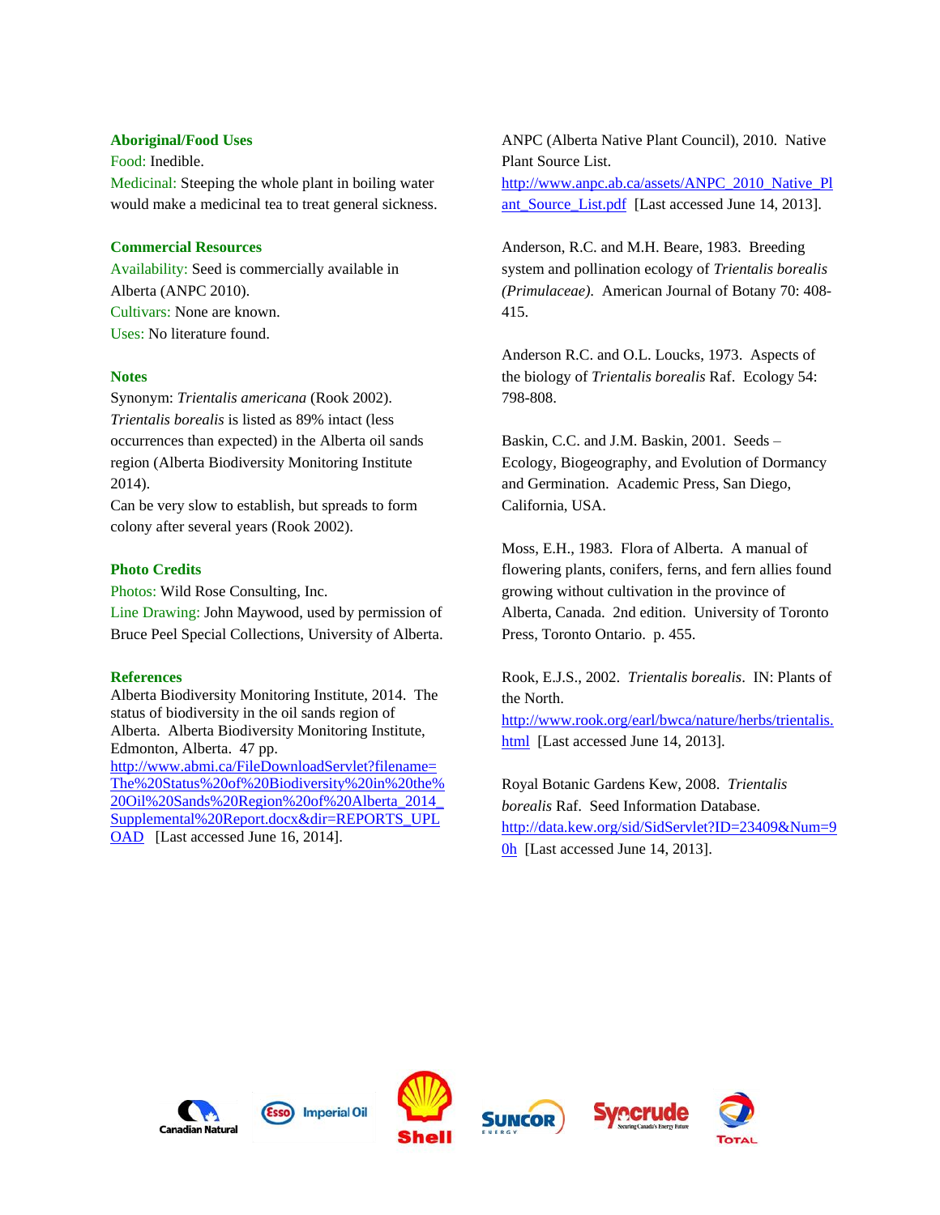### Aboriginal/Food Uses

Food: Inedible.
Medicinal: Steeping the whole plant in boiling water would make a medicinal tea to treat general sickness.

### Commercial Resources

Availability: Seed is commercially available in Alberta (ANPC 2010).
Cultivars: None are known.
Uses: No literature found.

### Notes

Synonym: *Trientalis americana* (Rook 2002).
*Trientalis borealis* is listed as 89% intact (less occurrences than expected) in the Alberta oil sands region (Alberta Biodiversity Monitoring Institute 2014).
Can be very slow to establish, but spreads to form colony after several years (Rook 2002).

### Photo Credits

Photos: Wild Rose Consulting, Inc.
Line Drawing: John Maywood, used by permission of Bruce Peel Special Collections, University of Alberta.

### References

Alberta Biodiversity Monitoring Institute, 2014. The status of biodiversity in the oil sands region of Alberta. Alberta Biodiversity Monitoring Institute, Edmonton, Alberta. 47 pp. http://www.abmi.ca/FileDownloadServlet?filename=The%20Status%20of%20Biodiversity%20in%20the%20Oil%20Sands%20Region%20of%20Alberta_2014_Supplemental%20Report.docx&dir=REPORTS_UPLOAD [Last accessed June 16, 2014].

ANPC (Alberta Native Plant Council), 2010. Native Plant Source List. http://www.anpc.ab.ca/assets/ANPC_2010_Native_Plant_Source_List.pdf [Last accessed June 14, 2013].

Anderson, R.C. and M.H. Beare, 1983. Breeding system and pollination ecology of *Trientalis borealis (Primulaceae)*. American Journal of Botany 70: 408-415.

Anderson R.C. and O.L. Loucks, 1973. Aspects of the biology of *Trientalis borealis* Raf. Ecology 54: 798-808.

Baskin, C.C. and J.M. Baskin, 2001. Seeds – Ecology, Biogeography, and Evolution of Dormancy and Germination. Academic Press, San Diego, California, USA.

Moss, E.H., 1983. Flora of Alberta. A manual of flowering plants, conifers, ferns, and fern allies found growing without cultivation in the province of Alberta, Canada. 2nd edition. University of Toronto Press, Toronto Ontario. p. 455.

Rook, E.J.S., 2002. *Trientalis borealis*. IN: Plants of the North. http://www.rook.org/earl/bwca/nature/herbs/trientalis.html [Last accessed June 14, 2013].

Royal Botanic Gardens Kew, 2008. *Trientalis borealis* Raf. Seed Information Database. http://data.kew.org/sid/SidServlet?ID=23409&Num=90h [Last accessed June 14, 2013].